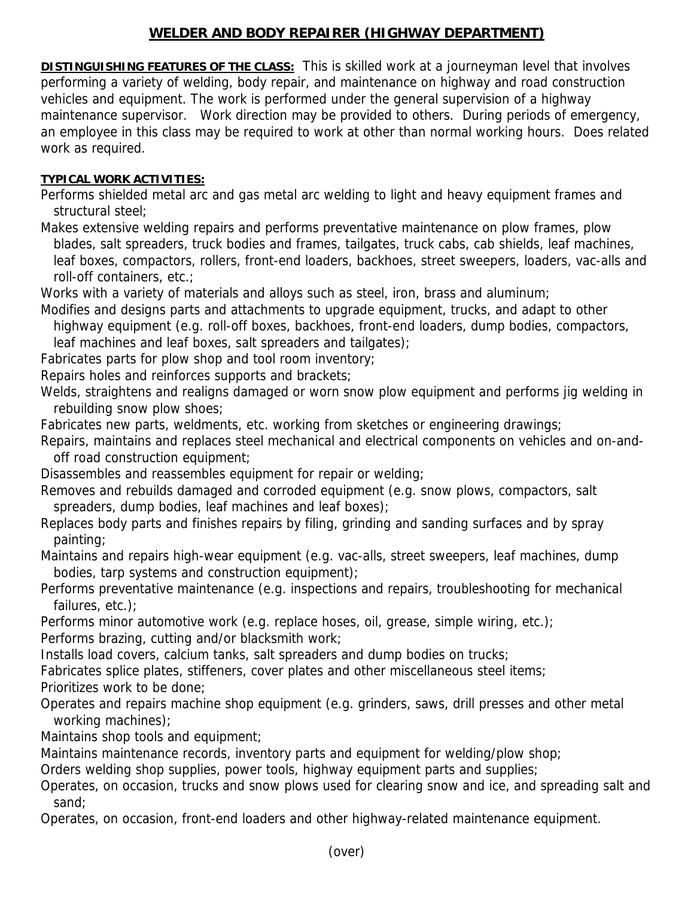# WELDER AND BODY REPAIRER (HIGHWAY DEPARTMENT)

**DISTINGUISHING FEATURES OF THE CLASS:** This is skilled work at a journeyman level that involves performing a variety of welding, body repair, and maintenance on highway and road construction vehicles and equipment. The work is performed under the general supervision of a highway maintenance supervisor. Work direction may be provided to others. During periods of emergency, an employee in this class may be required to work at other than normal working hours. Does related work as required.

**TYPICAL WORK ACTIVITIES:**

Performs shielded metal arc and gas metal arc welding to light and heavy equipment frames and structural steel;

Makes extensive welding repairs and performs preventative maintenance on plow frames, plow blades, salt spreaders, truck bodies and frames, tailgates, truck cabs, cab shields, leaf machines, leaf boxes, compactors, rollers, front-end loaders, backhoes, street sweepers, loaders, vac-alls and roll-off containers, etc.;

Works with a variety of materials and alloys such as steel, iron, brass and aluminum;

Modifies and designs parts and attachments to upgrade equipment, trucks, and adapt to other highway equipment (e.g. roll-off boxes, backhoes, front-end loaders, dump bodies, compactors, leaf machines and leaf boxes, salt spreaders and tailgates);

Fabricates parts for plow shop and tool room inventory;

Repairs holes and reinforces supports and brackets;

Welds, straightens and realigns damaged or worn snow plow equipment and performs jig welding in rebuilding snow plow shoes;

Fabricates new parts, weldments, etc. working from sketches or engineering drawings;

Repairs, maintains and replaces steel mechanical and electrical components on vehicles and on-and-off road construction equipment;

Disassembles and reassembles equipment for repair or welding;

Removes and rebuilds damaged and corroded equipment (e.g. snow plows, compactors, salt spreaders, dump bodies, leaf machines and leaf boxes);

Replaces body parts and finishes repairs by filing, grinding and sanding surfaces and by spray painting;

Maintains and repairs high-wear equipment (e.g. vac-alls, street sweepers, leaf machines, dump bodies, tarp systems and construction equipment);

Performs preventative maintenance (e.g. inspections and repairs, troubleshooting for mechanical failures, etc.);

Performs minor automotive work (e.g. replace hoses, oil, grease, simple wiring, etc.);

Performs brazing, cutting and/or blacksmith work;

Installs load covers, calcium tanks, salt spreaders and dump bodies on trucks;

Fabricates splice plates, stiffeners, cover plates and other miscellaneous steel items;

Prioritizes work to be done;

Operates and repairs machine shop equipment (e.g. grinders, saws, drill presses and other metal working machines);

Maintains shop tools and equipment;

Maintains maintenance records, inventory parts and equipment for welding/plow shop;

Orders welding shop supplies, power tools, highway equipment parts and supplies;

Operates, on occasion, trucks and snow plows used for clearing snow and ice, and spreading salt and sand;

Operates, on occasion, front-end loaders and other highway-related maintenance equipment.

(over)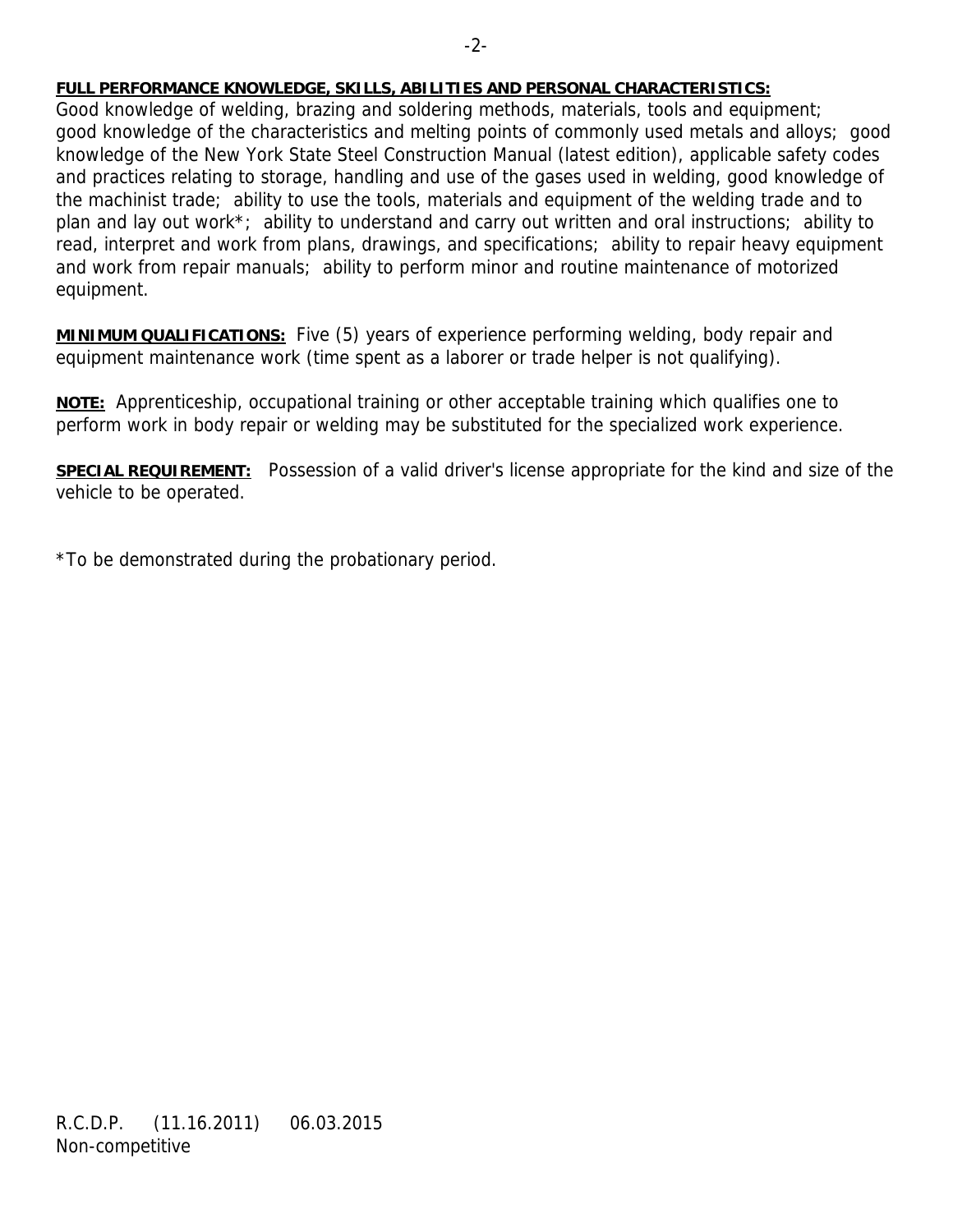**FULL PERFORMANCE KNOWLEDGE, SKILLS, ABILITIES AND PERSONAL CHARACTERISTICS:**
Good knowledge of welding, brazing and soldering methods, materials, tools and equipment; good knowledge of the characteristics and melting points of commonly used metals and alloys; good knowledge of the New York State Steel Construction Manual (latest edition), applicable safety codes and practices relating to storage, handling and use of the gases used in welding, good knowledge of the machinist trade; ability to use the tools, materials and equipment of the welding trade and to plan and lay out work*; ability to understand and carry out written and oral instructions; ability to read, interpret and work from plans, drawings, and specifications; ability to repair heavy equipment and work from repair manuals; ability to perform minor and routine maintenance of motorized equipment.

**MINIMUM QUALIFICATIONS:** Five (5) years of experience performing welding, body repair and equipment maintenance work (time spent as a laborer or trade helper is not qualifying).

**NOTE:** Apprenticeship, occupational training or other acceptable training which qualifies one to perform work in body repair or welding may be substituted for the specialized work experience.

**SPECIAL REQUIREMENT:** Possession of a valid driver's license appropriate for the kind and size of the vehicle to be operated.

*To be demonstrated during the probationary period.

R.C.D.P. (11.16.2011) 06.03.2015
Non-competitive